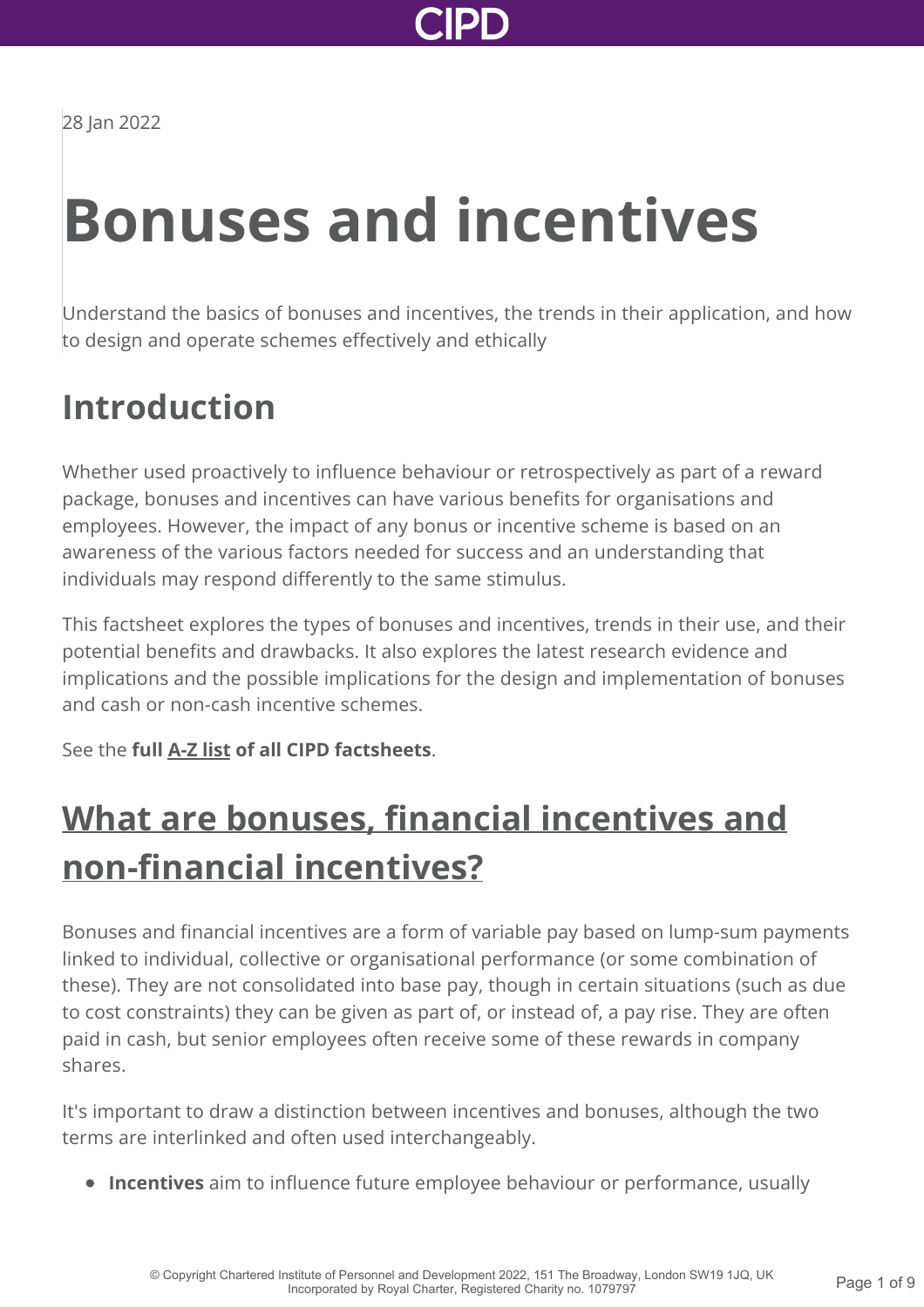28 Jan 2022

# Bonuses and incentives

Understand the basics of bonuses and incentives, the trends in their application, and how to design and operate schemes effectively and ethically

## Introduction

Whether used proactively to influence behaviour or retrospectively as part of a reward package, bonuses and incentives can have various benefits for organisations and employees. However, the impact of any bonus or incentive scheme is based on an awareness of the various factors needed for success and an understanding that individuals may respond differently to the same stimulus.

This factsheet explores the types of bonuses and incentives, trends in their use, and their potential benefits and drawbacks. It also explores the latest research evidence and implications and the possible implications for the design and implementation of bonuses and cash or non-cash incentive schemes.

See the **full A-Z list of all CIPD factsheets**.

## What are bonuses, financial incentives and non-financial incentives?

Bonuses and financial incentives are a form of variable pay based on lump-sum payments linked to individual, collective or organisational performance (or some combination of these). They are not consolidated into base pay, though in certain situations (such as due to cost constraints) they can be given as part of, or instead of, a pay rise. They are often paid in cash, but senior employees often receive some of these rewards in company shares.

It's important to draw a distinction between incentives and bonuses, although the two terms are interlinked and often used interchangeably.

- **Incentives** aim to influence future employee behaviour or performance, usually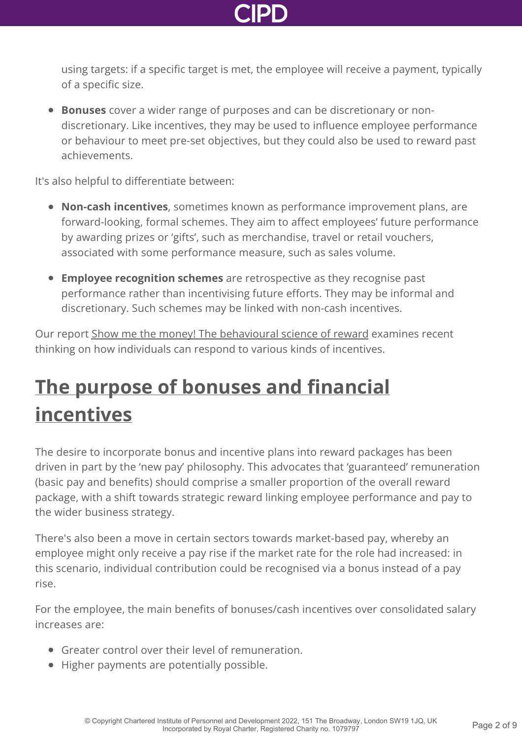using targets: if a specific target is met, the employee will receive a payment, typically of a specific size.

- **Bonuses** cover a wider range of purposes and can be discretionary or non-discretionary. Like incentives, they may be used to influence employee performance or behaviour to meet pre-set objectives, but they could also be used to reward past achievements.

It's also helpful to differentiate between:

- **Non-cash incentives**, sometimes known as performance improvement plans, are forward-looking, formal schemes. They aim to affect employees' future performance by awarding prizes or 'gifts', such as merchandise, travel or retail vouchers, associated with some performance measure, such as sales volume.
- **Employee recognition schemes** are retrospective as they recognise past performance rather than incentivising future efforts. They may be informal and discretionary. Such schemes may be linked with non-cash incentives.

Our report Show me the money! The behavioural science of reward examines recent thinking on how individuals can respond to various kinds of incentives.

## The purpose of bonuses and financial incentives

The desire to incorporate bonus and incentive plans into reward packages has been driven in part by the 'new pay' philosophy. This advocates that 'guaranteed' remuneration (basic pay and benefits) should comprise a smaller proportion of the overall reward package, with a shift towards strategic reward linking employee performance and pay to the wider business strategy.

There's also been a move in certain sectors towards market-based pay, whereby an employee might only receive a pay rise if the market rate for the role had increased: in this scenario, individual contribution could be recognised via a bonus instead of a pay rise.

For the employee, the main benefits of bonuses/cash incentives over consolidated salary increases are:

- Greater control over their level of remuneration.
- Higher payments are potentially possible.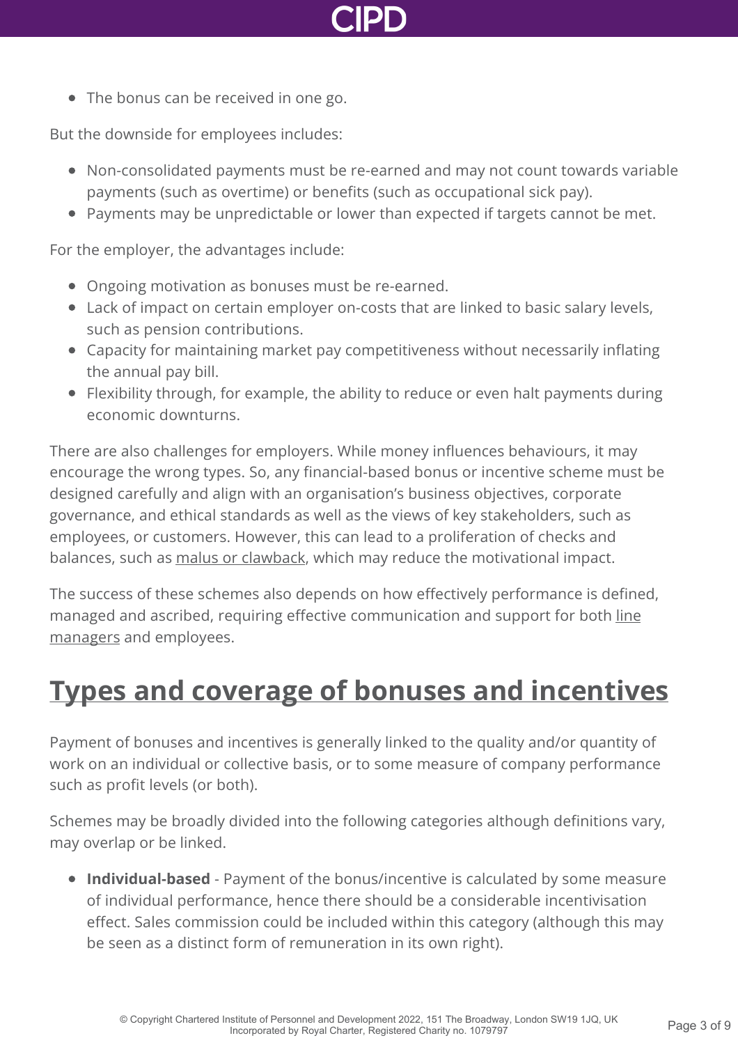- The bonus can be received in one go.

But the downside for employees includes:

- Non-consolidated payments must be re-earned and may not count towards variable payments (such as overtime) or benefits (such as occupational sick pay).
- Payments may be unpredictable or lower than expected if targets cannot be met.

For the employer, the advantages include:

- Ongoing motivation as bonuses must be re-earned.
- Lack of impact on certain employer on-costs that are linked to basic salary levels, such as pension contributions.
- Capacity for maintaining market pay competitiveness without necessarily inflating the annual pay bill.
- Flexibility through, for example, the ability to reduce or even halt payments during economic downturns.

There are also challenges for employers. While money influences behaviours, it may encourage the wrong types. So, any financial-based bonus or incentive scheme must be designed carefully and align with an organisation's business objectives, corporate governance, and ethical standards as well as the views of key stakeholders, such as employees, or customers. However, this can lead to a proliferation of checks and balances, such as malus or clawback, which may reduce the motivational impact.

The success of these schemes also depends on how effectively performance is defined, managed and ascribed, requiring effective communication and support for both line managers and employees.

## Types and coverage of bonuses and incentives

Payment of bonuses and incentives is generally linked to the quality and/or quantity of work on an individual or collective basis, or to some measure of company performance such as profit levels (or both).

Schemes may be broadly divided into the following categories although definitions vary, may overlap or be linked.

- **Individual-based** - Payment of the bonus/incentive is calculated by some measure of individual performance, hence there should be a considerable incentivisation effect. Sales commission could be included within this category (although this may be seen as a distinct form of remuneration in its own right).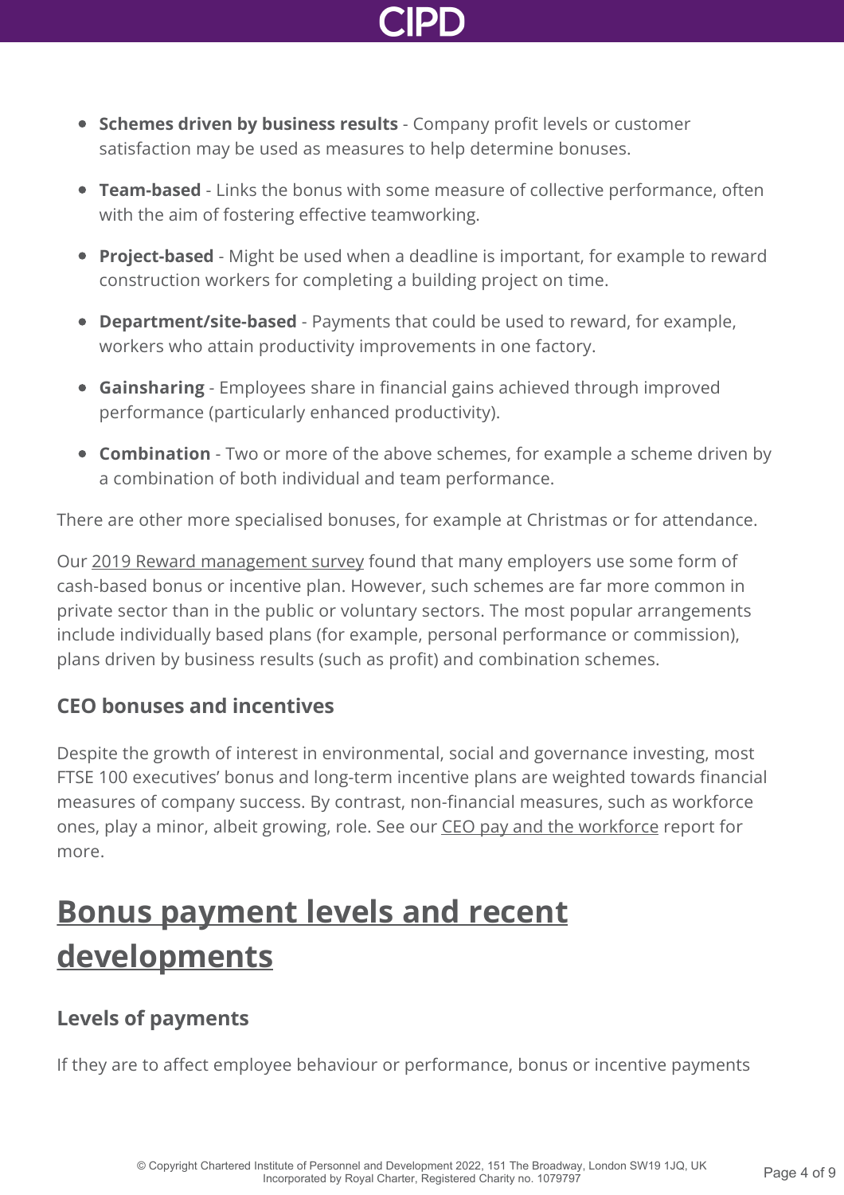- **Schemes driven by business results** - Company profit levels or customer satisfaction may be used as measures to help determine bonuses.
- **Team-based** - Links the bonus with some measure of collective performance, often with the aim of fostering effective teamworking.
- **Project-based** - Might be used when a deadline is important, for example to reward construction workers for completing a building project on time.
- **Department/site-based** - Payments that could be used to reward, for example, workers who attain productivity improvements in one factory.
- **Gainsharing** - Employees share in financial gains achieved through improved performance (particularly enhanced productivity).
- **Combination** - Two or more of the above schemes, for example a scheme driven by a combination of both individual and team performance.

There are other more specialised bonuses, for example at Christmas or for attendance.

Our 2019 Reward management survey found that many employers use some form of cash-based bonus or incentive plan. However, such schemes are far more common in private sector than in the public or voluntary sectors. The most popular arrangements include individually based plans (for example, personal performance or commission), plans driven by business results (such as profit) and combination schemes.

### CEO bonuses and incentives

Despite the growth of interest in environmental, social and governance investing, most FTSE 100 executives' bonus and long-term incentive plans are weighted towards financial measures of company success. By contrast, non-financial measures, such as workforce ones, play a minor, albeit growing, role. See our CEO pay and the workforce report for more.

## Bonus payment levels and recent developments

### Levels of payments

If they are to affect employee behaviour or performance, bonus or incentive payments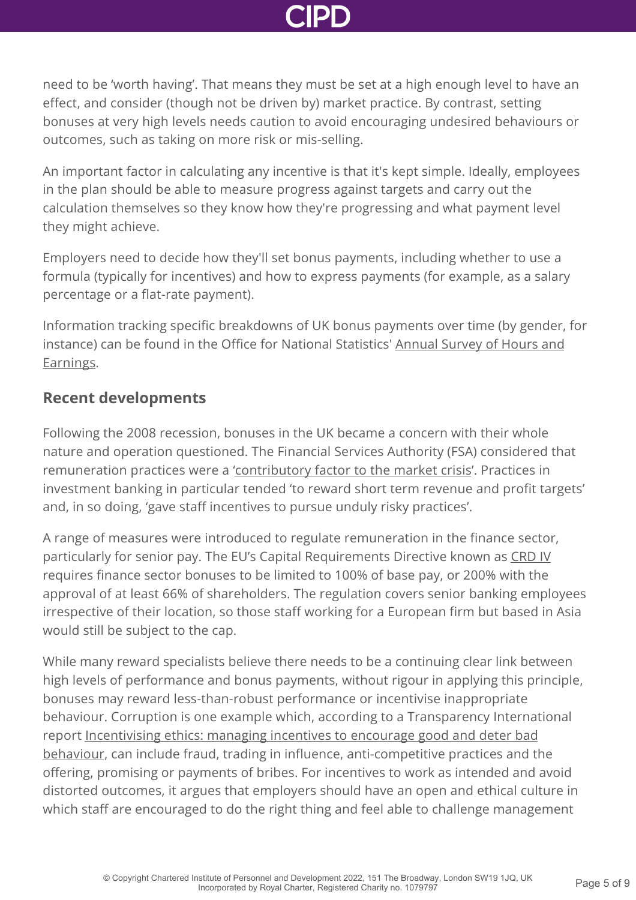need to be 'worth having'. That means they must be set at a high enough level to have an effect, and consider (though not be driven by) market practice. By contrast, setting bonuses at very high levels needs caution to avoid encouraging undesired behaviours or outcomes, such as taking on more risk or mis-selling.

An important factor in calculating any incentive is that it's kept simple. Ideally, employees in the plan should be able to measure progress against targets and carry out the calculation themselves so they know how they're progressing and what payment level they might achieve.

Employers need to decide how they'll set bonus payments, including whether to use a formula (typically for incentives) and how to express payments (for example, as a salary percentage or a flat-rate payment).

Information tracking specific breakdowns of UK bonus payments over time (by gender, for instance) can be found in the Office for National Statistics' Annual Survey of Hours and Earnings.

## Recent developments

Following the 2008 recession, bonuses in the UK became a concern with their whole nature and operation questioned. The Financial Services Authority (FSA) considered that remuneration practices were a 'contributory factor to the market crisis'. Practices in investment banking in particular tended 'to reward short term revenue and profit targets' and, in so doing, 'gave staff incentives to pursue unduly risky practices'.

A range of measures were introduced to regulate remuneration in the finance sector, particularly for senior pay. The EU's Capital Requirements Directive known as CRD IV requires finance sector bonuses to be limited to 100% of base pay, or 200% with the approval of at least 66% of shareholders. The regulation covers senior banking employees irrespective of their location, so those staff working for a European firm but based in Asia would still be subject to the cap.

While many reward specialists believe there needs to be a continuing clear link between high levels of performance and bonus payments, without rigour in applying this principle, bonuses may reward less-than-robust performance or incentivise inappropriate behaviour. Corruption is one example which, according to a Transparency International report Incentivising ethics: managing incentives to encourage good and deter bad behaviour, can include fraud, trading in influence, anti-competitive practices and the offering, promising or payments of bribes. For incentives to work as intended and avoid distorted outcomes, it argues that employers should have an open and ethical culture in which staff are encouraged to do the right thing and feel able to challenge management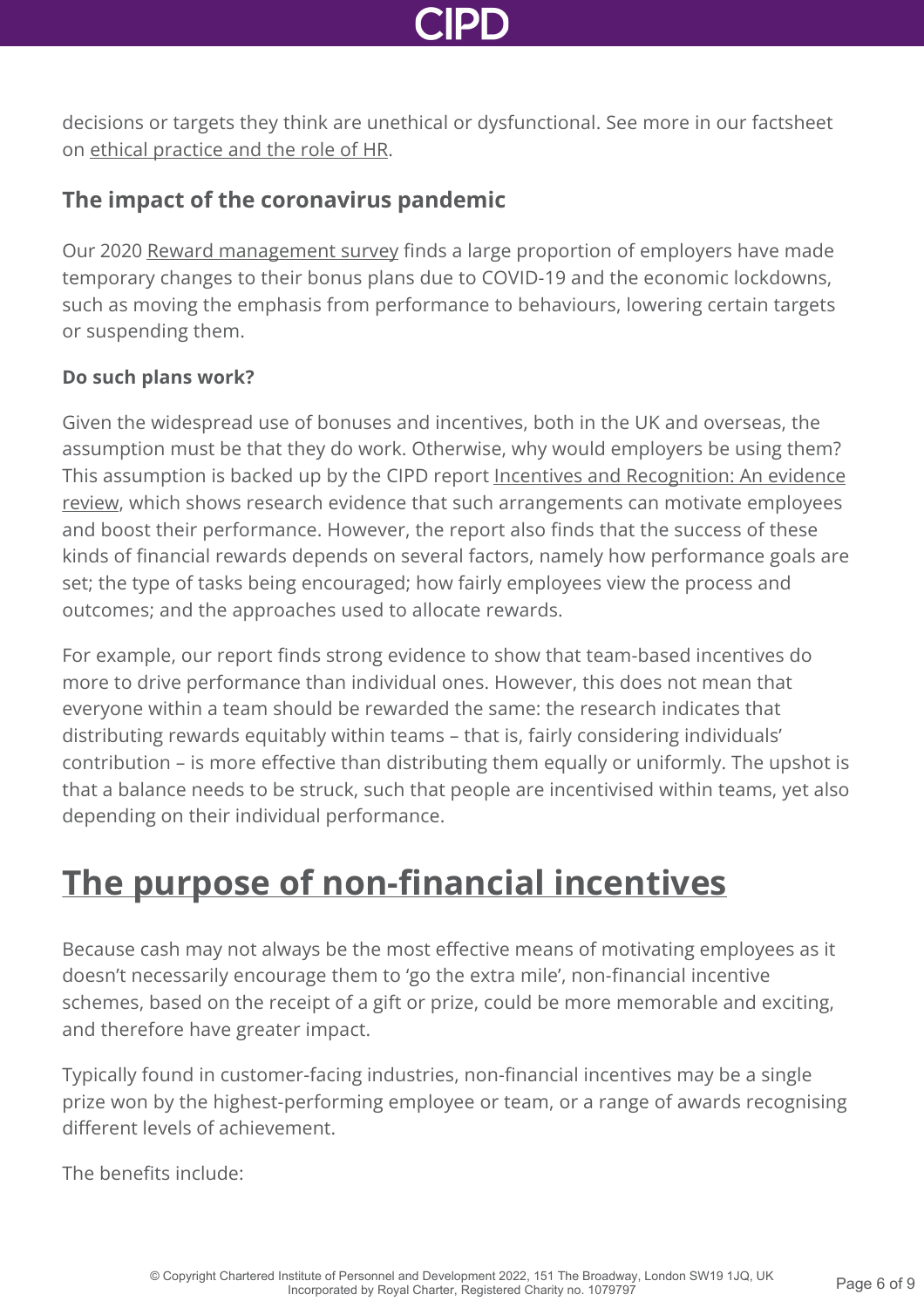decisions or targets they think are unethical or dysfunctional. See more in our factsheet on ethical practice and the role of HR.

### The impact of the coronavirus pandemic

Our 2020 Reward management survey finds a large proportion of employers have made temporary changes to their bonus plans due to COVID-19 and the economic lockdowns, such as moving the emphasis from performance to behaviours, lowering certain targets or suspending them.

#### Do such plans work?

Given the widespread use of bonuses and incentives, both in the UK and overseas, the assumption must be that they do work. Otherwise, why would employers be using them? This assumption is backed up by the CIPD report Incentives and Recognition: An evidence review, which shows research evidence that such arrangements can motivate employees and boost their performance. However, the report also finds that the success of these kinds of financial rewards depends on several factors, namely how performance goals are set; the type of tasks being encouraged; how fairly employees view the process and outcomes; and the approaches used to allocate rewards.

For example, our report finds strong evidence to show that team-based incentives do more to drive performance than individual ones. However, this does not mean that everyone within a team should be rewarded the same: the research indicates that distributing rewards equitably within teams – that is, fairly considering individuals' contribution – is more effective than distributing them equally or uniformly. The upshot is that a balance needs to be struck, such that people are incentivised within teams, yet also depending on their individual performance.

## The purpose of non-financial incentives

Because cash may not always be the most effective means of motivating employees as it doesn't necessarily encourage them to 'go the extra mile', non-financial incentive schemes, based on the receipt of a gift or prize, could be more memorable and exciting, and therefore have greater impact.

Typically found in customer-facing industries, non-financial incentives may be a single prize won by the highest-performing employee or team, or a range of awards recognising different levels of achievement.

The benefits include: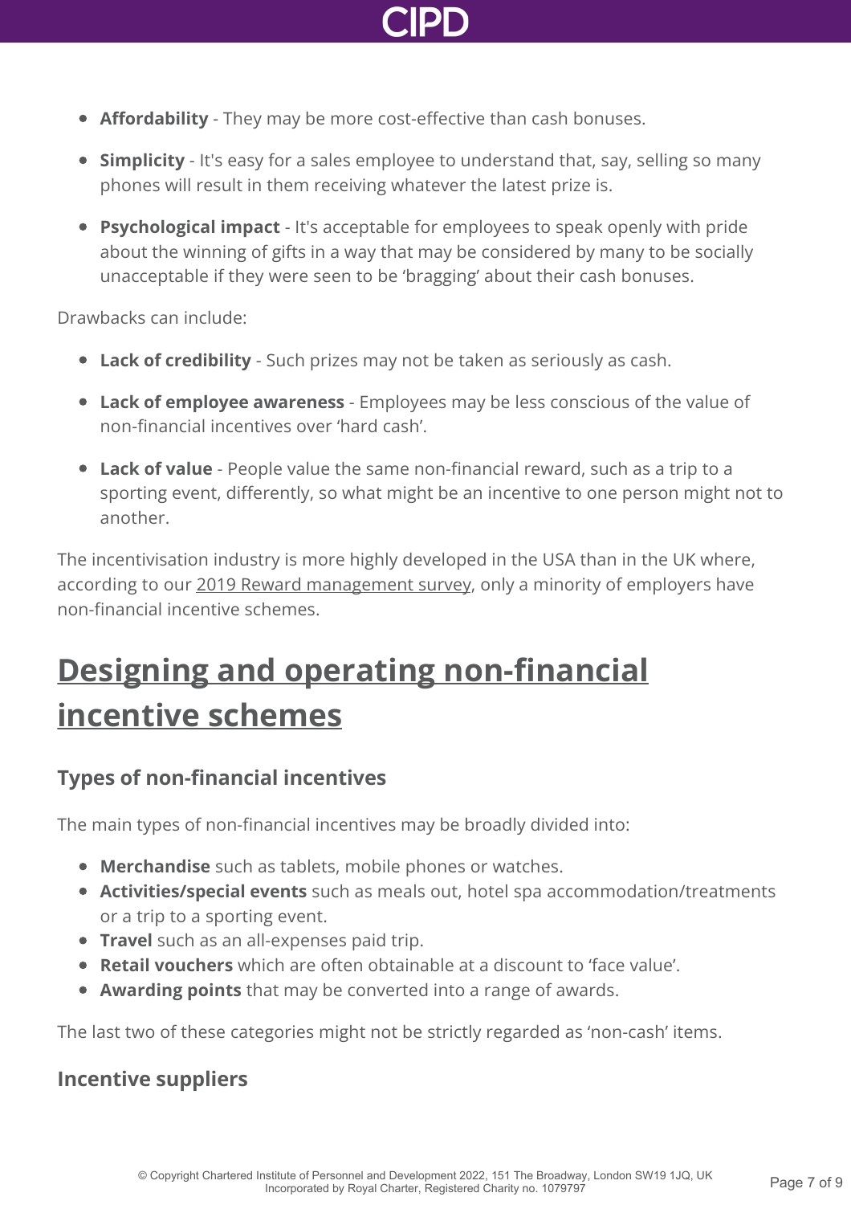- **Affordability** - They may be more cost-effective than cash bonuses.
- **Simplicity** - It's easy for a sales employee to understand that, say, selling so many phones will result in them receiving whatever the latest prize is.
- **Psychological impact** - It's acceptable for employees to speak openly with pride about the winning of gifts in a way that may be considered by many to be socially unacceptable if they were seen to be 'bragging' about their cash bonuses.

Drawbacks can include:

- **Lack of credibility** - Such prizes may not be taken as seriously as cash.
- **Lack of employee awareness** - Employees may be less conscious of the value of non-financial incentives over 'hard cash'.
- **Lack of value** - People value the same non-financial reward, such as a trip to a sporting event, differently, so what might be an incentive to one person might not to another.

The incentivisation industry is more highly developed in the USA than in the UK where, according to our 2019 Reward management survey, only a minority of employers have non-financial incentive schemes.

## Designing and operating non-financial incentive schemes

### Types of non-financial incentives

The main types of non-financial incentives may be broadly divided into:

- **Merchandise** such as tablets, mobile phones or watches.
- **Activities/special events** such as meals out, hotel spa accommodation/treatments or a trip to a sporting event.
- **Travel** such as an all-expenses paid trip.
- **Retail vouchers** which are often obtainable at a discount to 'face value'.
- **Awarding points** that may be converted into a range of awards.

The last two of these categories might not be strictly regarded as 'non-cash' items.

### Incentive suppliers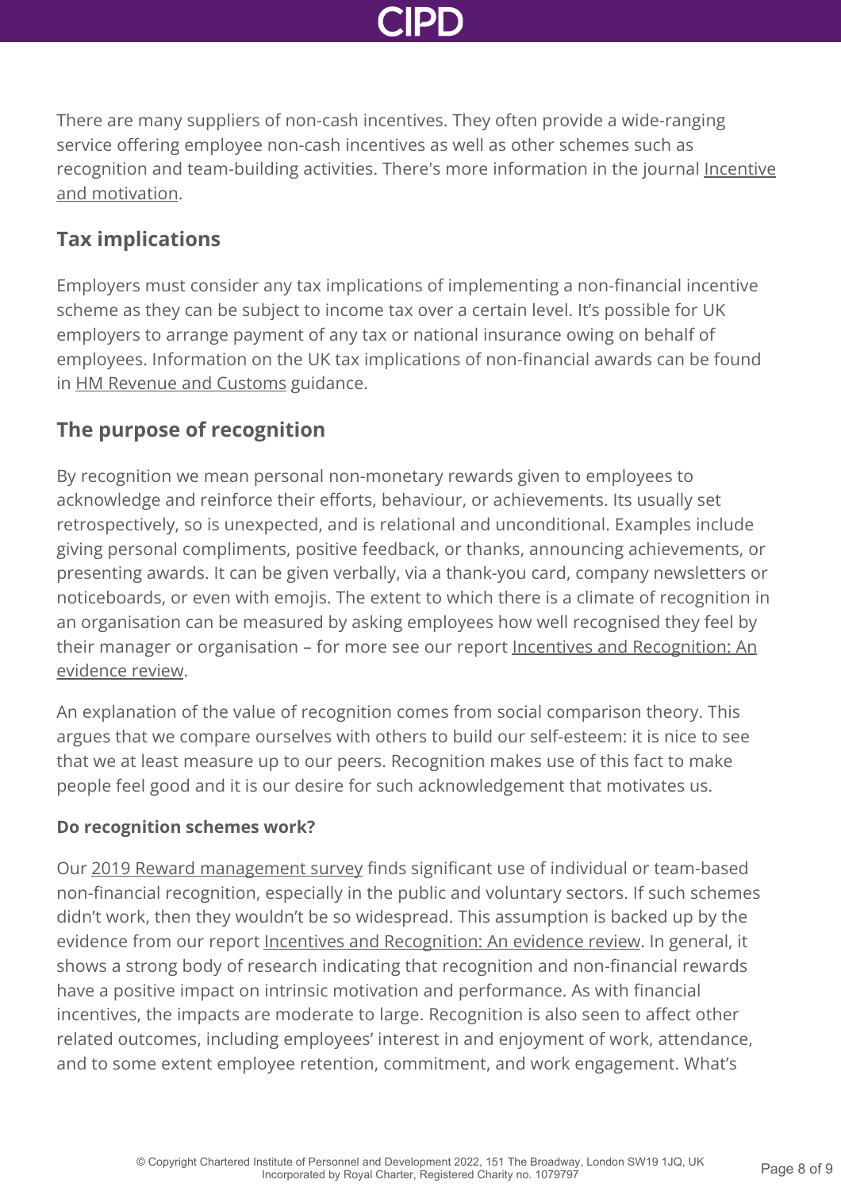There are many suppliers of non-cash incentives. They often provide a wide-ranging service offering employee non-cash incentives as well as other schemes such as recognition and team-building activities. There's more information in the journal Incentive and motivation.

## Tax implications

Employers must consider any tax implications of implementing a non-financial incentive scheme as they can be subject to income tax over a certain level. It's possible for UK employers to arrange payment of any tax or national insurance owing on behalf of employees. Information on the UK tax implications of non-financial awards can be found in HM Revenue and Customs guidance.

## The purpose of recognition

By recognition we mean personal non-monetary rewards given to employees to acknowledge and reinforce their efforts, behaviour, or achievements. Its usually set retrospectively, so is unexpected, and is relational and unconditional. Examples include giving personal compliments, positive feedback, or thanks, announcing achievements, or presenting awards. It can be given verbally, via a thank-you card, company newsletters or noticeboards, or even with emojis. The extent to which there is a climate of recognition in an organisation can be measured by asking employees how well recognised they feel by their manager or organisation – for more see our report Incentives and Recognition: An evidence review.

An explanation of the value of recognition comes from social comparison theory. This argues that we compare ourselves with others to build our self-esteem: it is nice to see that we at least measure up to our peers. Recognition makes use of this fact to make people feel good and it is our desire for such acknowledgement that motivates us.

**Do recognition schemes work?**

Our 2019 Reward management survey finds significant use of individual or team-based non-financial recognition, especially in the public and voluntary sectors. If such schemes didn't work, then they wouldn't be so widespread. This assumption is backed up by the evidence from our report Incentives and Recognition: An evidence review. In general, it shows a strong body of research indicating that recognition and non-financial rewards have a positive impact on intrinsic motivation and performance. As with financial incentives, the impacts are moderate to large. Recognition is also seen to affect other related outcomes, including employees' interest in and enjoyment of work, attendance, and to some extent employee retention, commitment, and work engagement. What's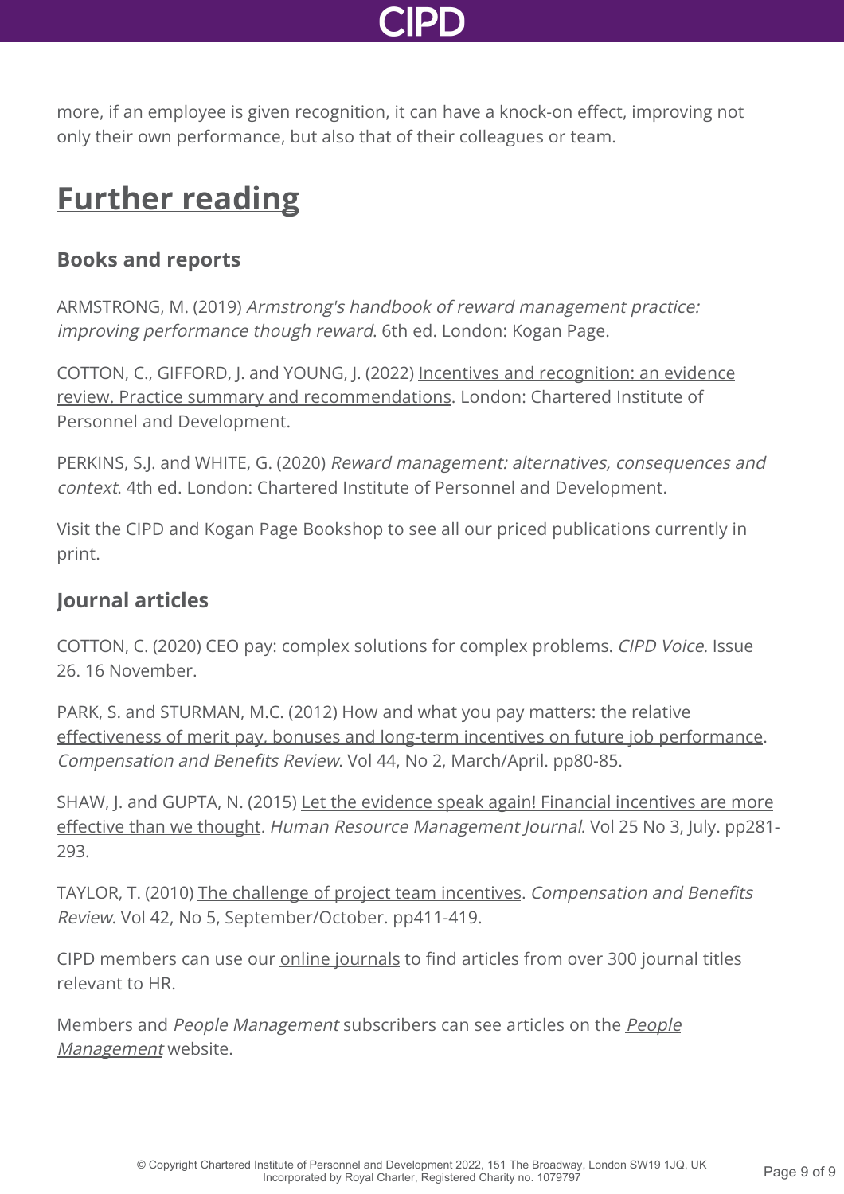more, if an employee is given recognition, it can have a knock-on effect, improving not only their own performance, but also that of their colleagues or team.

# Further reading

## Books and reports

ARMSTRONG, M. (2019) *Armstrong's handbook of reward management practice: improving performance though reward*. 6th ed. London: Kogan Page.

COTTON, C., GIFFORD, J. and YOUNG, J. (2022) Incentives and recognition: an evidence review. Practice summary and recommendations. London: Chartered Institute of Personnel and Development.

PERKINS, S.J. and WHITE, G. (2020) *Reward management: alternatives, consequences and context*. 4th ed. London: Chartered Institute of Personnel and Development.

Visit the CIPD and Kogan Page Bookshop to see all our priced publications currently in print.

## Journal articles

COTTON, C. (2020) CEO pay: complex solutions for complex problems. *CIPD Voice*. Issue 26. 16 November.

PARK, S. and STURMAN, M.C. (2012) How and what you pay matters: the relative effectiveness of merit pay, bonuses and long-term incentives on future job performance. *Compensation and Benefits Review*. Vol 44, No 2, March/April. pp80-85.

SHAW, J. and GUPTA, N. (2015) Let the evidence speak again! Financial incentives are more effective than we thought. *Human Resource Management Journal*. Vol 25 No 3, July. pp281-293.

TAYLOR, T. (2010) The challenge of project team incentives. *Compensation and Benefits Review*. Vol 42, No 5, September/October. pp411-419.

CIPD members can use our online journals to find articles from over 300 journal titles relevant to HR.

Members and *People Management* subscribers can see articles on the *People Management* website.